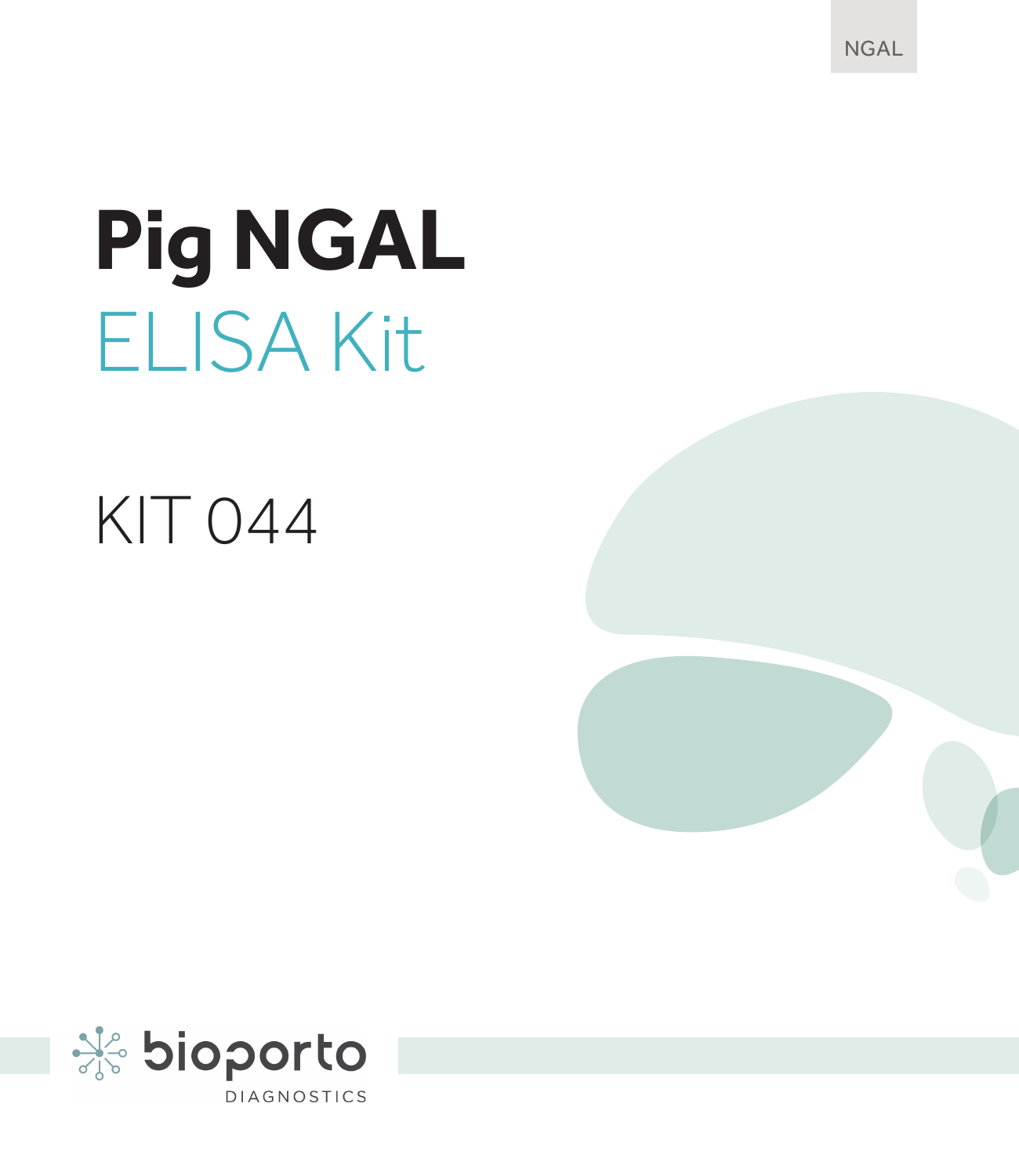# Pig NGAL

## ELISA Kit

KIT 044

bioporto DIAGNOSTICS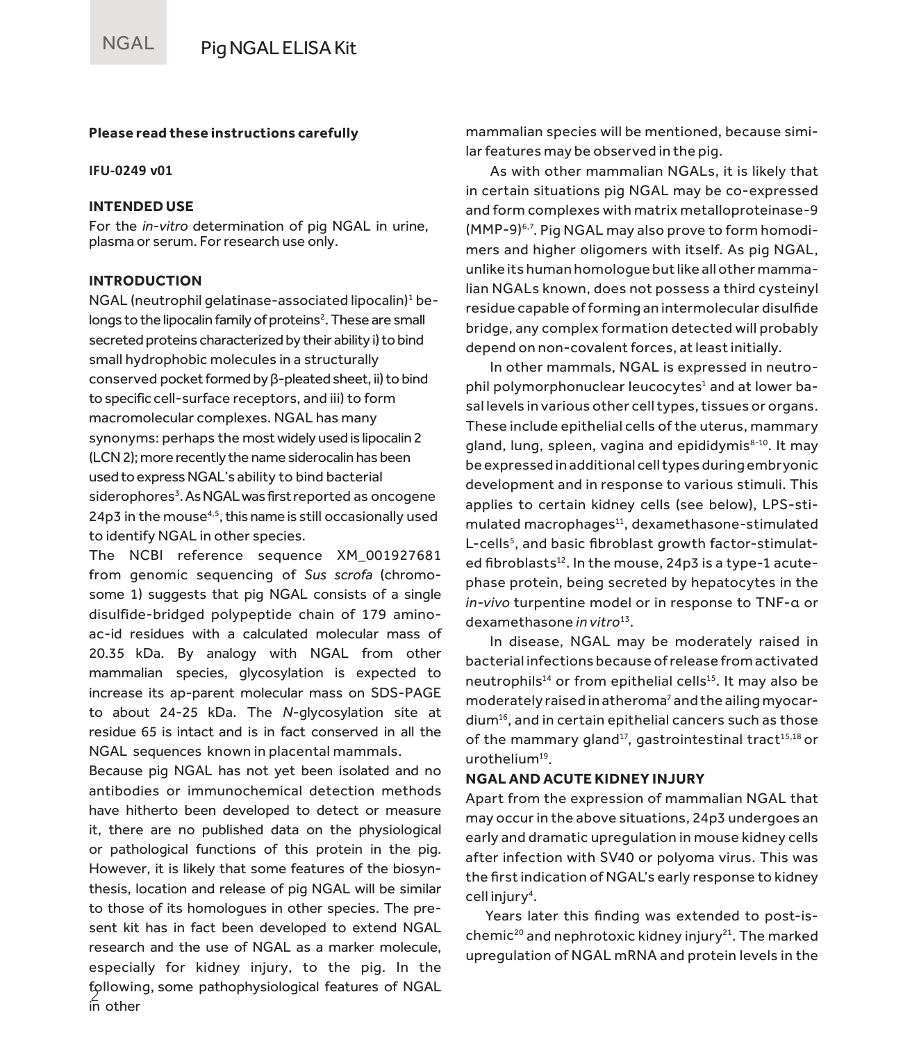**Please read these instructions carefully**

**IFU-0249 v01**

**INTENDED USE**

For the *in-vitro* determination of pig NGAL in urine, plasma or serum. For research use only.

**INTRODUCTION**

NGAL (neutrophil gelatinase-associated lipocalin)[1] belongs to the lipocalin family of proteins[2]. These are small secreted proteins characterized by their ability i) to bind small hydrophobic molecules in a structurally conserved pocket formed by β-pleated sheet, ii) to bind to specific cell-surface receptors, and iii) to form macromolecular complexes. NGAL has many synonyms: perhaps the most widely used is lipocalin 2 (LCN 2); more recently the name siderocalin has been used to express NGAL's ability to bind bacterial siderophores[3]. As NGAL was first reported as oncogene 24p3 in the mouse[4,5], this name is still occasionally used to identify NGAL in other species.

The NCBI reference sequence XM_001927681 from genomic sequencing of *Sus scrofa* (chromosome 1) suggests that pig NGAL consists of a single disulfide-bridged polypeptide chain of 179 amino-ac-id residues with a calculated molecular mass of 20.35 kDa. By analogy with NGAL from other mammalian species, glycosylation is expected to increase its ap-parent molecular mass on SDS-PAGE to about 24-25 kDa. The *N*-glycosylation site at residue 65 is intact and is in fact conserved in all the NGAL sequences known in placental mammals.

Because pig NGAL has not yet been isolated and no antibodies or immunochemical detection methods have hitherto been developed to detect or measure it, there are no published data on the physiological or pathological functions of this protein in the pig. However, it is likely that some features of the biosynthesis, location and release of pig NGAL will be similar to those of its homologues in other species. The present kit has in fact been developed to extend NGAL research and the use of NGAL as a marker molecule, especially for kidney injury, to the pig. In the following, some pathophysiological features of NGAL in other mammalian species will be mentioned, because similar features may be observed in the pig.

As with other mammalian NGALs, it is likely that in certain situations pig NGAL may be co-expressed and form complexes with matrix metalloproteinase-9 (MMP-9)[6,7]. Pig NGAL may also prove to form homodimers and higher oligomers with itself. As pig NGAL, unlike its human homologue but like all other mammalian NGALs known, does not possess a third cysteinyl residue capable of forming an intermolecular disulfide bridge, any complex formation detected will probably depend on non-covalent forces, at least initially.

In other mammals, NGAL is expressed in neutrophil polymorphonuclear leucocytes[1] and at lower basal levels in various other cell types, tissues or organs. These include epithelial cells of the uterus, mammary gland, lung, spleen, vagina and epididymis[8-10]. It may be expressed in additional cell types during embryonic development and in response to various stimuli. This applies to certain kidney cells (see below), LPS-stimulated macrophages[11], dexamethasone-stimulated L-cells[5], and basic fibroblast growth factor-stimulated fibroblasts[12]. In the mouse, 24p3 is a type-1 acute-phase protein, being secreted by hepatocytes in the *in-vivo* turpentine model or in response to TNF-α or dexamethasone *in vitro*[13].

In disease, NGAL may be moderately raised in bacterial infections because of release from activated neutrophils[14] or from epithelial cells[15]. It may also be moderately raised in atheroma[7] and the ailing myocardium[16], and in certain epithelial cancers such as those of the mammary gland[17], gastrointestinal tract[15,18] or urothelium[19].

**NGAL AND ACUTE KIDNEY INJURY**

Apart from the expression of mammalian NGAL that may occur in the above situations, 24p3 undergoes an early and dramatic upregulation in mouse kidney cells after infection with SV40 or polyoma virus. This was the first indication of NGAL's early response to kidney cell injury[4].

Years later this finding was extended to post-ischemic[20] and nephrotoxic kidney injury[21]. The marked upregulation of NGAL mRNA and protein levels in the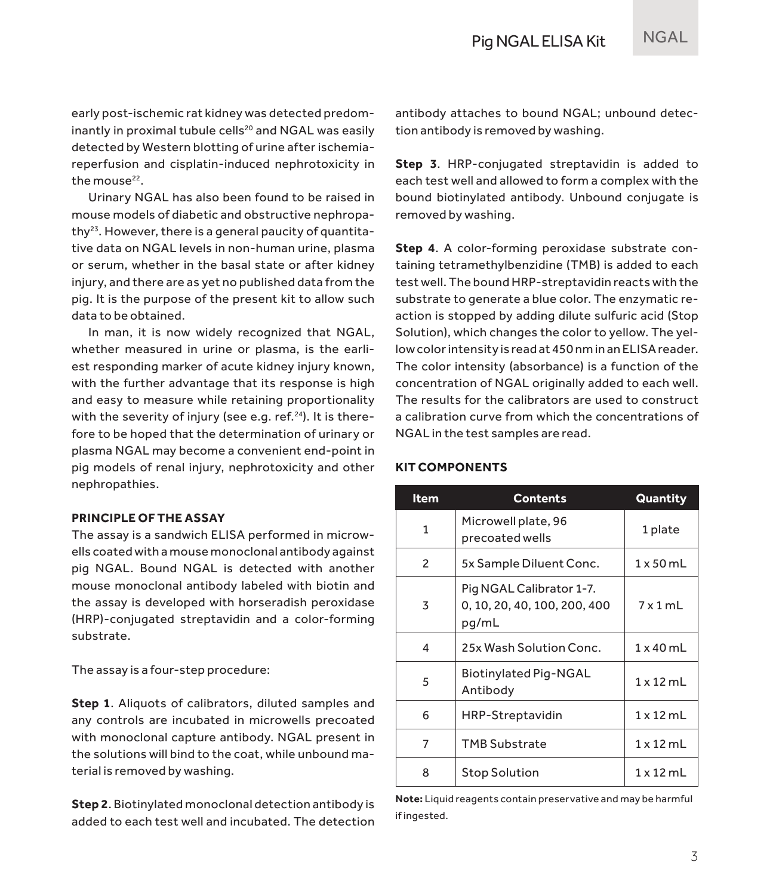early post-ischemic rat kidney was detected predominantly in proximal tubule cells[20] and NGAL was easily detected by Western blotting of urine after ischemia-reperfusion and cisplatin-induced nephrotoxicity in the mouse[22].

Urinary NGAL has also been found to be raised in mouse models of diabetic and obstructive nephropathy[23]. However, there is a general paucity of quantitative data on NGAL levels in non-human urine, plasma or serum, whether in the basal state or after kidney injury, and there are as yet no published data from the pig. It is the purpose of the present kit to allow such data to be obtained.

In man, it is now widely recognized that NGAL, whether measured in urine or plasma, is the earliest responding marker of acute kidney injury known, with the further advantage that its response is high and easy to measure while retaining proportionality with the severity of injury (see e.g. ref.[24]). It is therefore to be hoped that the determination of urinary or plasma NGAL may become a convenient end-point in pig models of renal injury, nephrotoxicity and other nephropathies.

## PRINCIPLE OF THE ASSAY

The assay is a sandwich ELISA performed in microwells coated with a mouse monoclonal antibody against pig NGAL. Bound NGAL is detected with another mouse monoclonal antibody labeled with biotin and the assay is developed with horseradish peroxidase (HRP)-conjugated streptavidin and a color-forming substrate.

The assay is a four-step procedure:

**Step 1**. Aliquots of calibrators, diluted samples and any controls are incubated in microwells precoated with monoclonal capture antibody. NGAL present in the solutions will bind to the coat, while unbound material is removed by washing.

**Step 2**. Biotinylated monoclonal detection antibody is added to each test well and incubated. The detection antibody attaches to bound NGAL; unbound detection antibody is removed by washing.

**Step 3**. HRP-conjugated streptavidin is added to each test well and allowed to form a complex with the bound biotinylated antibody. Unbound conjugate is removed by washing.

**Step 4**. A color-forming peroxidase substrate containing tetramethylbenzidine (TMB) is added to each test well. The bound HRP-streptavidin reacts with the substrate to generate a blue color. The enzymatic reaction is stopped by adding dilute sulfuric acid (Stop Solution), which changes the color to yellow. The yellow color intensity is read at 450 nm in an ELISA reader. The color intensity (absorbance) is a function of the concentration of NGAL originally added to each well. The results for the calibrators are used to construct a calibration curve from which the concentrations of NGAL in the test samples are read.

## KIT COMPONENTS

| Item | Contents | Quantity |
|---|---|---|
| 1 | Microwell plate, 96 precoated wells | 1 plate |
| 2 | 5x Sample Diluent Conc. | 1 x 50 mL |
| 3 | Pig NGAL Calibrator 1-7. 0, 10, 20, 40, 100, 200, 400 pg/mL | 7 x 1 mL |
| 4 | 25x Wash Solution Conc. | 1 x 40 mL |
| 5 | Biotinylated Pig-NGAL Antibody | 1 x 12 mL |
| 6 | HRP-Streptavidin | 1 x 12 mL |
| 7 | TMB Substrate | 1 x 12 mL |
| 8 | Stop Solution | 1 x 12 mL |

**Note:** Liquid reagents contain preservative and may be harmful if ingested.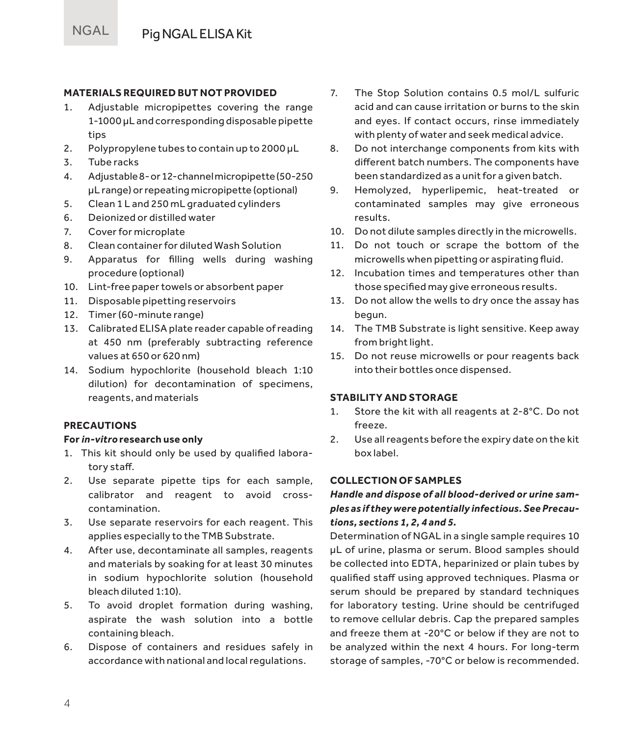## MATERIALS REQUIRED BUT NOT PROVIDED

1. Adjustable micropipettes covering the range 1-1000 µL and corresponding disposable pipette tips
2. Polypropylene tubes to contain up to 2000 µL
3. Tube racks
4. Adjustable 8- or 12-channel micropipette (50-250 µL range) or repeating micropipette (optional)
5. Clean 1 L and 250 mL graduated cylinders
6. Deionized or distilled water
7. Cover for microplate
8. Clean container for diluted Wash Solution
9. Apparatus for filling wells during washing procedure (optional)
10. Lint-free paper towels or absorbent paper
11. Disposable pipetting reservoirs
12. Timer (60-minute range)
13. Calibrated ELISA plate reader capable of reading at 450 nm (preferably subtracting reference values at 650 or 620 nm)
14. Sodium hypochlorite (household bleach 1:10 dilution) for decontamination of specimens, reagents, and materials

## PRECAUTIONS

**For *in-vitro* research use only**

1. This kit should only be used by qualified laboratory staff.
2. Use separate pipette tips for each sample, calibrator and reagent to avoid cross-contamination.
3. Use separate reservoirs for each reagent. This applies especially to the TMB Substrate.
4. After use, decontaminate all samples, reagents and materials by soaking for at least 30 minutes in sodium hypochlorite solution (household bleach diluted 1:10).
5. To avoid droplet formation during washing, aspirate the wash solution into a bottle containing bleach.
6. Dispose of containers and residues safely in accordance with national and local regulations.
7. The Stop Solution contains 0.5 mol/L sulfuric acid and can cause irritation or burns to the skin and eyes. If contact occurs, rinse immediately with plenty of water and seek medical advice.
8. Do not interchange components from kits with different batch numbers. The components have been standardized as a unit for a given batch.
9. Hemolyzed, hyperlipemic, heat-treated or contaminated samples may give erroneous results.
10. Do not dilute samples directly in the microwells.
11. Do not touch or scrape the bottom of the microwells when pipetting or aspirating fluid.
12. Incubation times and temperatures other than those specified may give erroneous results.
13. Do not allow the wells to dry once the assay has begun.
14. The TMB Substrate is light sensitive. Keep away from bright light.
15. Do not reuse microwells or pour reagents back into their bottles once dispensed.

## STABILITY AND STORAGE

1. Store the kit with all reagents at 2-8°C. Do not freeze.
2. Use all reagents before the expiry date on the kit box label.

## COLLECTION OF SAMPLES

***Handle and dispose of all blood-derived or urine samples as if they were potentially infectious. See Precautions, sections 1, 2, 4 and 5.***

Determination of NGAL in a single sample requires 10 µL of urine, plasma or serum. Blood samples should be collected into EDTA, heparinized or plain tubes by qualified staff using approved techniques. Plasma or serum should be prepared by standard techniques for laboratory testing. Urine should be centrifuged to remove cellular debris. Cap the prepared samples and freeze them at -20°C or below if they are not to be analyzed within the next 4 hours. For long-term storage of samples, -70°C or below is recommended.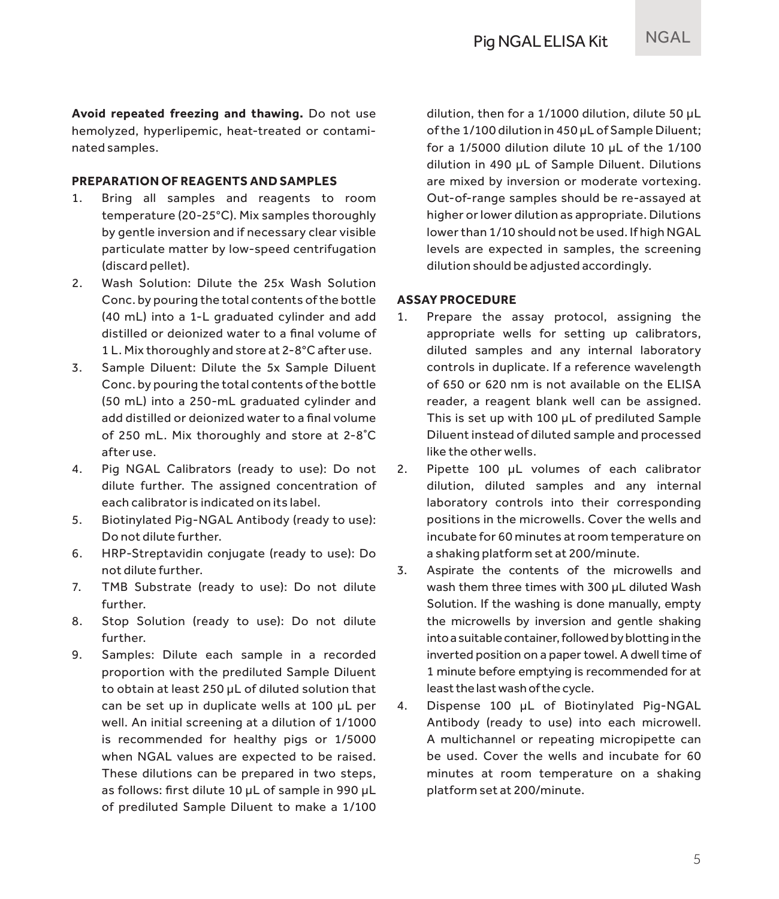**Avoid repeated freezing and thawing.** Do not use hemolyzed, hyperlipemic, heat-treated or contaminated samples.

**PREPARATION OF REAGENTS AND SAMPLES**

1. Bring all samples and reagents to room temperature (20-25°C). Mix samples thoroughly by gentle inversion and if necessary clear visible particulate matter by low-speed centrifugation (discard pellet).
2. Wash Solution: Dilute the 25x Wash Solution Conc. by pouring the total contents of the bottle (40 mL) into a 1-L graduated cylinder and add distilled or deionized water to a final volume of 1 L. Mix thoroughly and store at 2-8°C after use.
3. Sample Diluent: Dilute the 5x Sample Diluent Conc. by pouring the total contents of the bottle (50 mL) into a 250-mL graduated cylinder and add distilled or deionized water to a final volume of 250 mL. Mix thoroughly and store at 2-8˚C after use.
4. Pig NGAL Calibrators (ready to use): Do not dilute further. The assigned concentration of each calibrator is indicated on its label.
5. Biotinylated Pig-NGAL Antibody (ready to use): Do not dilute further.
6. HRP-Streptavidin conjugate (ready to use): Do not dilute further.
7. TMB Substrate (ready to use): Do not dilute further.
8. Stop Solution (ready to use): Do not dilute further.
9. Samples: Dilute each sample in a recorded proportion with the prediluted Sample Diluent to obtain at least 250 µL of diluted solution that can be set up in duplicate wells at 100 µL per well. An initial screening at a dilution of 1/1000 is recommended for healthy pigs or 1/5000 when NGAL values are expected to be raised. These dilutions can be prepared in two steps, as follows: first dilute 10 µL of sample in 990 µL of prediluted Sample Diluent to make a 1/100 dilution, then for a 1/1000 dilution, dilute 50 µL of the 1/100 dilution in 450 µL of Sample Diluent; for a 1/5000 dilution dilute 10 µL of the 1/100 dilution in 490 µL of Sample Diluent. Dilutions are mixed by inversion or moderate vortexing. Out-of-range samples should be re-assayed at higher or lower dilution as appropriate. Dilutions lower than 1/10 should not be used. If high NGAL levels are expected in samples, the screening dilution should be adjusted accordingly.

**ASSAY PROCEDURE**

1. Prepare the assay protocol, assigning the appropriate wells for setting up calibrators, diluted samples and any internal laboratory controls in duplicate. If a reference wavelength of 650 or 620 nm is not available on the ELISA reader, a reagent blank well can be assigned. This is set up with 100 µL of prediluted Sample Diluent instead of diluted sample and processed like the other wells.
2. Pipette 100 µL volumes of each calibrator dilution, diluted samples and any internal laboratory controls into their corresponding positions in the microwells. Cover the wells and incubate for 60 minutes at room temperature on a shaking platform set at 200/minute.
3. Aspirate the contents of the microwells and wash them three times with 300 µL diluted Wash Solution. If the washing is done manually, empty the microwells by inversion and gentle shaking into a suitable container, followed by blotting in the inverted position on a paper towel. A dwell time of 1 minute before emptying is recommended for at least the last wash of the cycle.
4. Dispense 100 µL of Biotinylated Pig-NGAL Antibody (ready to use) into each microwell. A multichannel or repeating micropipette can be used. Cover the wells and incubate for 60 minutes at room temperature on a shaking platform set at 200/minute.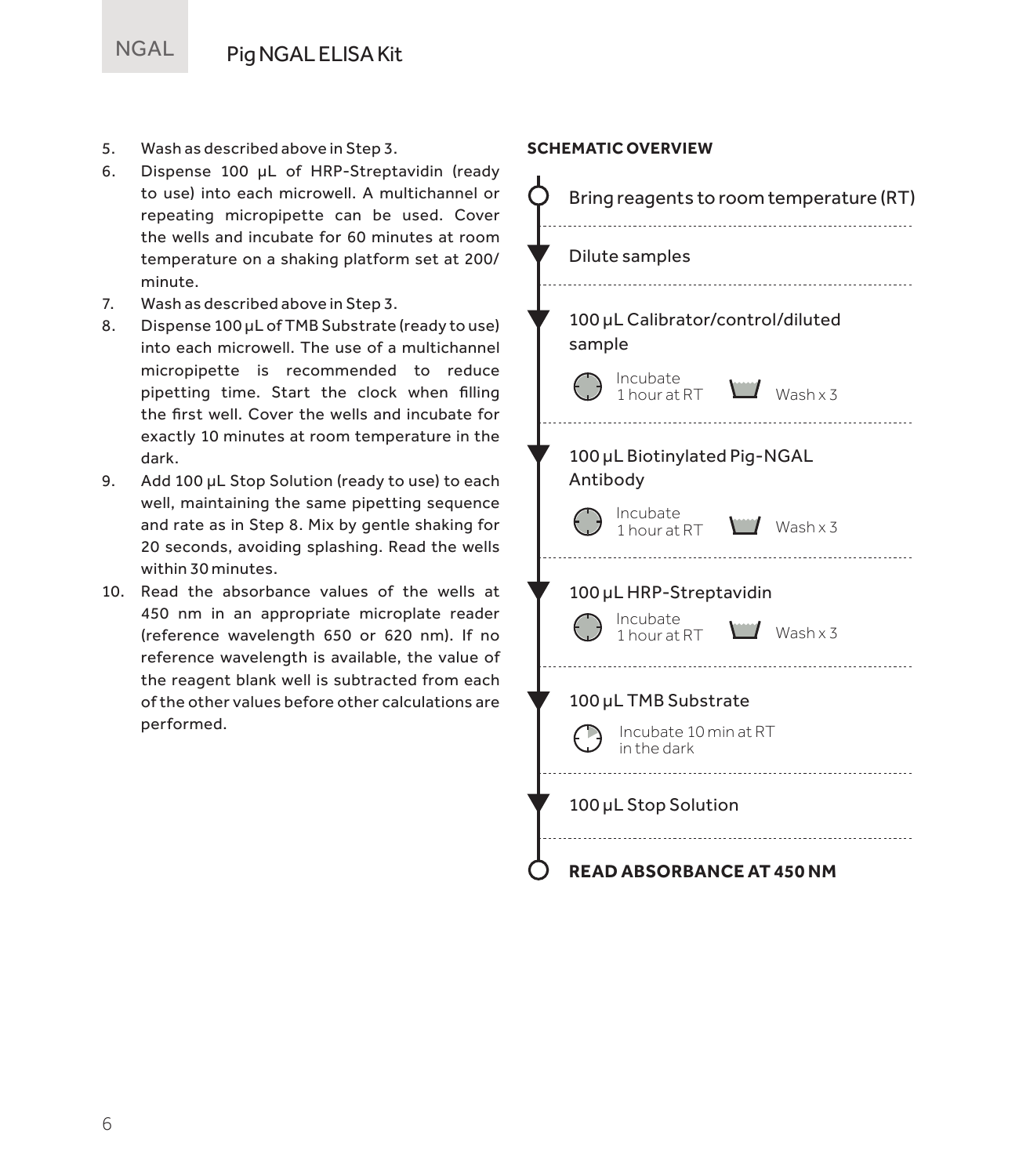5. Wash as described above in Step 3.
6. Dispense 100 µL of HRP-Streptavidin (ready to use) into each microwell. A multichannel or repeating micropipette can be used. Cover the wells and incubate for 60 minutes at room temperature on a shaking platform set at 200/minute.
7. Wash as described above in Step 3.
8. Dispense 100 µL of TMB Substrate (ready to use) into each microwell. The use of a multichannel micropipette is recommended to reduce pipetting time. Start the clock when filling the first well. Cover the wells and incubate for exactly 10 minutes at room temperature in the dark.
9. Add 100 µL Stop Solution (ready to use) to each well, maintaining the same pipetting sequence and rate as in Step 8. Mix by gentle shaking for 20 seconds, avoiding splashing. Read the wells within 30 minutes.
10. Read the absorbance values of the wells at 450 nm in an appropriate microplate reader (reference wavelength 650 or 620 nm). If no reference wavelength is available, the value of the reagent blank well is subtracted from each of the other values before other calculations are performed.

**SCHEMATIC OVERVIEW**

- Bring reagents to room temperature (RT)
- Dilute samples
- 100 µL Calibrator/control/diluted sample
  - Incubate 1 hour at RT
  - Wash x 3
- 100 µL Biotinylated Pig-NGAL Antibody
  - Incubate 1 hour at RT
  - Wash x 3
- 100 µL HRP-Streptavidin
  - Incubate 1 hour at RT
  - Wash x 3
- 100 µL TMB Substrate
  - Incubate 10 min at RT in the dark
- 100 µL Stop Solution
- **READ ABSORBANCE AT 450 NM**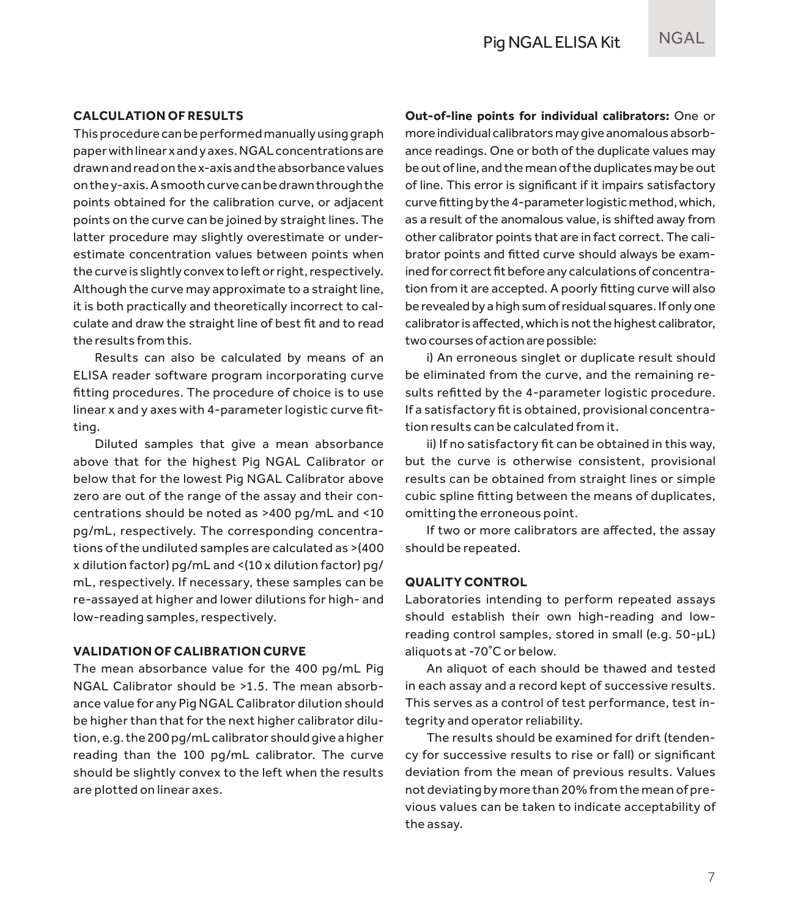## CALCULATION OF RESULTS

This procedure can be performed manually using graph paper with linear x and y axes. NGAL concentrations are drawn and read on the x-axis and the absorbance values on the y-axis. A smooth curve can be drawn through the points obtained for the calibration curve, or adjacent points on the curve can be joined by straight lines. The latter procedure may slightly overestimate or underestimate concentration values between points when the curve is slightly convex to left or right, respectively. Although the curve may approximate to a straight line, it is both practically and theoretically incorrect to calculate and draw the straight line of best fit and to read the results from this.

Results can also be calculated by means of an ELISA reader software program incorporating curve fitting procedures. The procedure of choice is to use linear x and y axes with 4-parameter logistic curve fitting.

Diluted samples that give a mean absorbance above that for the highest Pig NGAL Calibrator or below that for the lowest Pig NGAL Calibrator above zero are out of the range of the assay and their concentrations should be noted as >400 pg/mL and <10 pg/mL, respectively. The corresponding concentrations of the undiluted samples are calculated as >(400 x dilution factor) pg/mL and <(10 x dilution factor) pg/mL, respectively. If necessary, these samples can be re-assayed at higher and lower dilutions for high- and low-reading samples, respectively.

## VALIDATION OF CALIBRATION CURVE

The mean absorbance value for the 400 pg/mL Pig NGAL Calibrator should be >1.5. The mean absorbance value for any Pig NGAL Calibrator dilution should be higher than that for the next higher calibrator dilution, e.g. the 200 pg/mL calibrator should give a higher reading than the 100 pg/mL calibrator. The curve should be slightly convex to the left when the results are plotted on linear axes.

**Out-of-line points for individual calibrators:** One or more individual calibrators may give anomalous absorbance readings. One or both of the duplicate values may be out of line, and the mean of the duplicates may be out of line. This error is significant if it impairs satisfactory curve fitting by the 4-parameter logistic method, which, as a result of the anomalous value, is shifted away from other calibrator points that are in fact correct. The calibrator points and fitted curve should always be examined for correct fit before any calculations of concentration from it are accepted. A poorly fitting curve will also be revealed by a high sum of residual squares. If only one calibrator is affected, which is not the highest calibrator, two courses of action are possible:

i) An erroneous singlet or duplicate result should be eliminated from the curve, and the remaining results refitted by the 4-parameter logistic procedure. If a satisfactory fit is obtained, provisional concentration results can be calculated from it.

ii) If no satisfactory fit can be obtained in this way, but the curve is otherwise consistent, provisional results can be obtained from straight lines or simple cubic spline fitting between the means of duplicates, omitting the erroneous point.

If two or more calibrators are affected, the assay should be repeated.

## QUALITY CONTROL

Laboratories intending to perform repeated assays should establish their own high-reading and low-reading control samples, stored in small (e.g. 50-µL) aliquots at -70˚C or below.

An aliquot of each should be thawed and tested in each assay and a record kept of successive results. This serves as a control of test performance, test integrity and operator reliability.

The results should be examined for drift (tendency for successive results to rise or fall) or significant deviation from the mean of previous results. Values not deviating by more than 20% from the mean of previous values can be taken to indicate acceptability of the assay.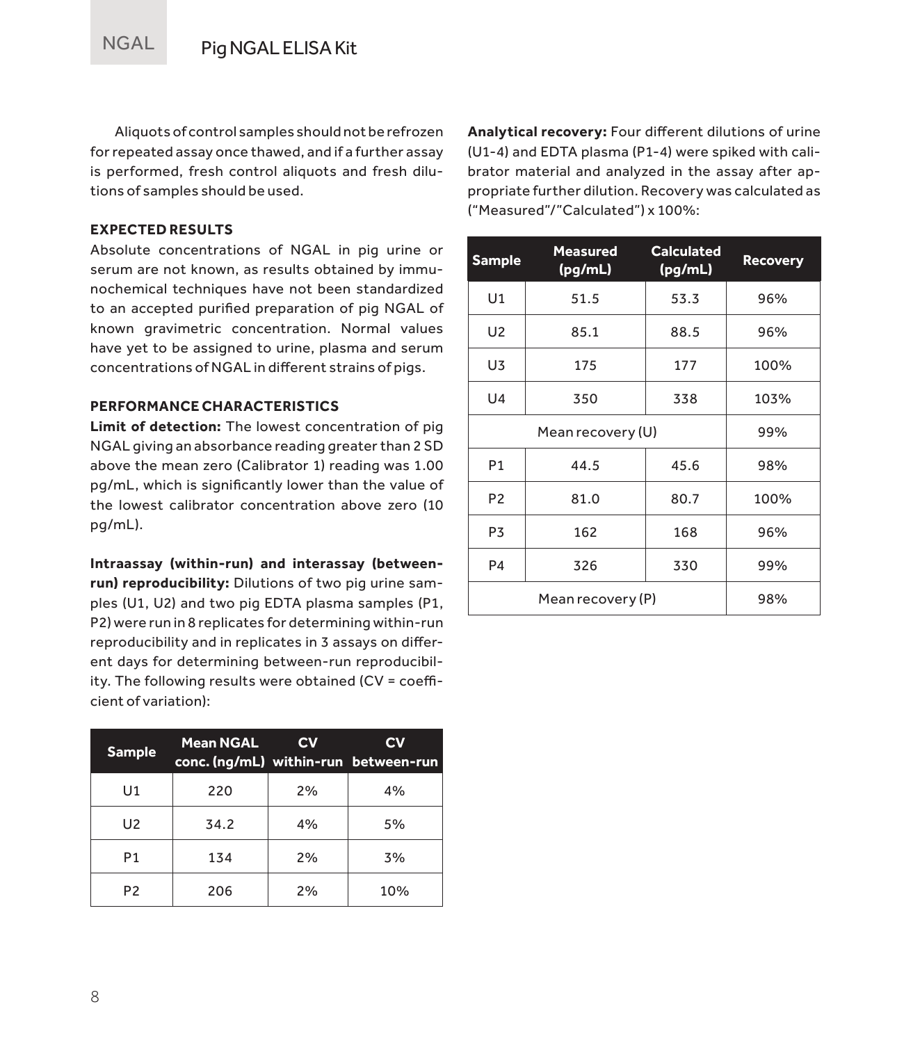Aliquots of control samples should not be refrozen for repeated assay once thawed, and if a further assay is performed, fresh control aliquots and fresh dilutions of samples should be used.

## EXPECTED RESULTS

Absolute concentrations of NGAL in pig urine or serum are not known, as results obtained by immunochemical techniques have not been standardized to an accepted purified preparation of pig NGAL of known gravimetric concentration. Normal values have yet to be assigned to urine, plasma and serum concentrations of NGAL in different strains of pigs.

## PERFORMANCE CHARACTERISTICS

**Limit of detection:** The lowest concentration of pig NGAL giving an absorbance reading greater than 2 SD above the mean zero (Calibrator 1) reading was 1.00 pg/mL, which is significantly lower than the value of the lowest calibrator concentration above zero (10 pg/mL).

**Intraassay (within-run) and interassay (between-run) reproducibility:** Dilutions of two pig urine samples (U1, U2) and two pig EDTA plasma samples (P1, P2) were run in 8 replicates for determining within-run reproducibility and in replicates in 3 assays on different days for determining between-run reproducibility. The following results were obtained (CV = coefficient of variation):

| Sample | Mean NGAL conc. (ng/mL) | CV within-run | CV between-run |
|---|---|---|---|
| U1 | 220 | 2% | 4% |
| U2 | 34.2 | 4% | 5% |
| P1 | 134 | 2% | 3% |
| P2 | 206 | 2% | 10% |

**Analytical recovery:** Four different dilutions of urine (U1-4) and EDTA plasma (P1-4) were spiked with calibrator material and analyzed in the assay after appropriate further dilution. Recovery was calculated as ("Measured"/"Calculated") x 100%:

| Sample | Measured (pg/mL) | Calculated (pg/mL) | Recovery |
|---|---|---|---|
| U1 | 51.5 | 53.3 | 96% |
| U2 | 85.1 | 88.5 | 96% |
| U3 | 175 | 177 | 100% |
| U4 | 350 | 338 | 103% |
| Mean recovery (U) | | | 99% |
| P1 | 44.5 | 45.6 | 98% |
| P2 | 81.0 | 80.7 | 100% |
| P3 | 162 | 168 | 96% |
| P4 | 326 | 330 | 99% |
| Mean recovery (P) | | | 98% |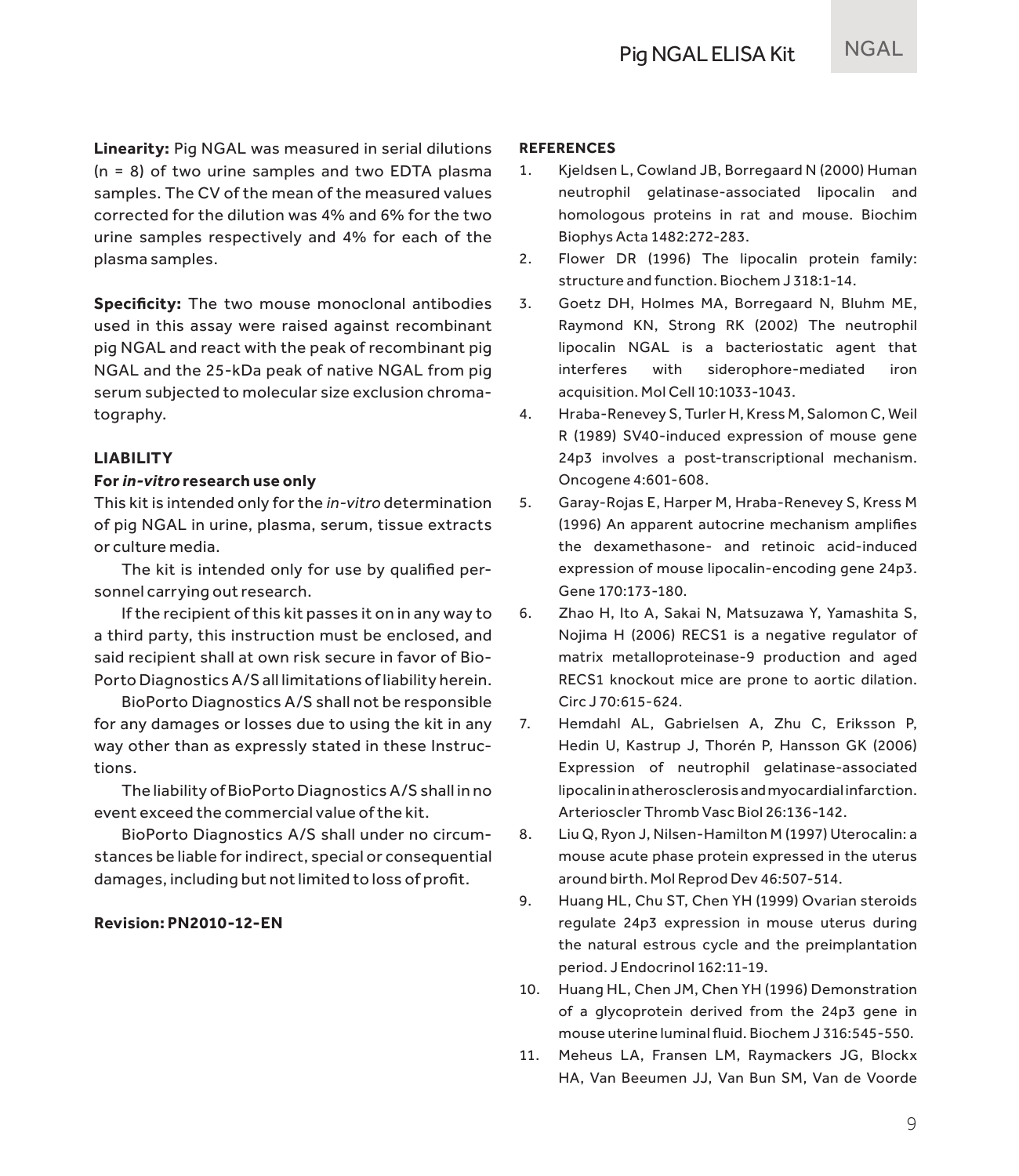**Linearity:** Pig NGAL was measured in serial dilutions (n = 8) of two urine samples and two EDTA plasma samples. The CV of the mean of the measured values corrected for the dilution was 4% and 6% for the two urine samples respectively and 4% for each of the plasma samples.

**Specificity:** The two mouse monoclonal antibodies used in this assay were raised against recombinant pig NGAL and react with the peak of recombinant pig NGAL and the 25-kDa peak of native NGAL from pig serum subjected to molecular size exclusion chromatography.

## LIABILITY

**For *in-vitro* research use only**

This kit is intended only for the *in-vitro* determination of pig NGAL in urine, plasma, serum, tissue extracts or culture media.

The kit is intended only for use by qualified personnel carrying out research.

If the recipient of this kit passes it on in any way to a third party, this instruction must be enclosed, and said recipient shall at own risk secure in favor of BioPorto Diagnostics A/S all limitations of liability herein.

BioPorto Diagnostics A/S shall not be responsible for any damages or losses due to using the kit in any way other than as expressly stated in these Instructions.

The liability of BioPorto Diagnostics A/S shall in no event exceed the commercial value of the kit.

BioPorto Diagnostics A/S shall under no circumstances be liable for indirect, special or consequential damages, including but not limited to loss of profit.

**Revision: PN2010-12-EN**

## REFERENCES

1. Kjeldsen L, Cowland JB, Borregaard N (2000) Human neutrophil gelatinase-associated lipocalin and homologous proteins in rat and mouse. Biochim Biophys Acta 1482:272-283.
2. Flower DR (1996) The lipocalin protein family: structure and function. Biochem J 318:1-14.
3. Goetz DH, Holmes MA, Borregaard N, Bluhm ME, Raymond KN, Strong RK (2002) The neutrophil lipocalin NGAL is a bacteriostatic agent that interferes with siderophore-mediated iron acquisition. Mol Cell 10:1033-1043.
4. Hraba-Renevey S, Turler H, Kress M, Salomon C, Weil R (1989) SV40-induced expression of mouse gene 24p3 involves a post-transcriptional mechanism. Oncogene 4:601-608.
5. Garay-Rojas E, Harper M, Hraba-Renevey S, Kress M (1996) An apparent autocrine mechanism amplifies the dexamethasone- and retinoic acid-induced expression of mouse lipocalin-encoding gene 24p3. Gene 170:173-180.
6. Zhao H, Ito A, Sakai N, Matsuzawa Y, Yamashita S, Nojima H (2006) RECS1 is a negative regulator of matrix metalloproteinase-9 production and aged RECS1 knockout mice are prone to aortic dilation. Circ J 70:615-624.
7. Hemdahl AL, Gabrielsen A, Zhu C, Eriksson P, Hedin U, Kastrup J, Thorén P, Hansson GK (2006) Expression of neutrophil gelatinase-associated lipocalin in atherosclerosis and myocardial infarction. Arterioscler Thromb Vasc Biol 26:136-142.
8. Liu Q, Ryon J, Nilsen-Hamilton M (1997) Uterocalin: a mouse acute phase protein expressed in the uterus around birth. Mol Reprod Dev 46:507-514.
9. Huang HL, Chu ST, Chen YH (1999) Ovarian steroids regulate 24p3 expression in mouse uterus during the natural estrous cycle and the preimplantation period. J Endocrinol 162:11-19.
10. Huang HL, Chen JM, Chen YH (1996) Demonstration of a glycoprotein derived from the 24p3 gene in mouse uterine luminal fluid. Biochem J 316:545-550.
11. Meheus LA, Fransen LM, Raymackers JG, Blockx HA, Van Beeumen JJ, Van Bun SM, Van de Voorde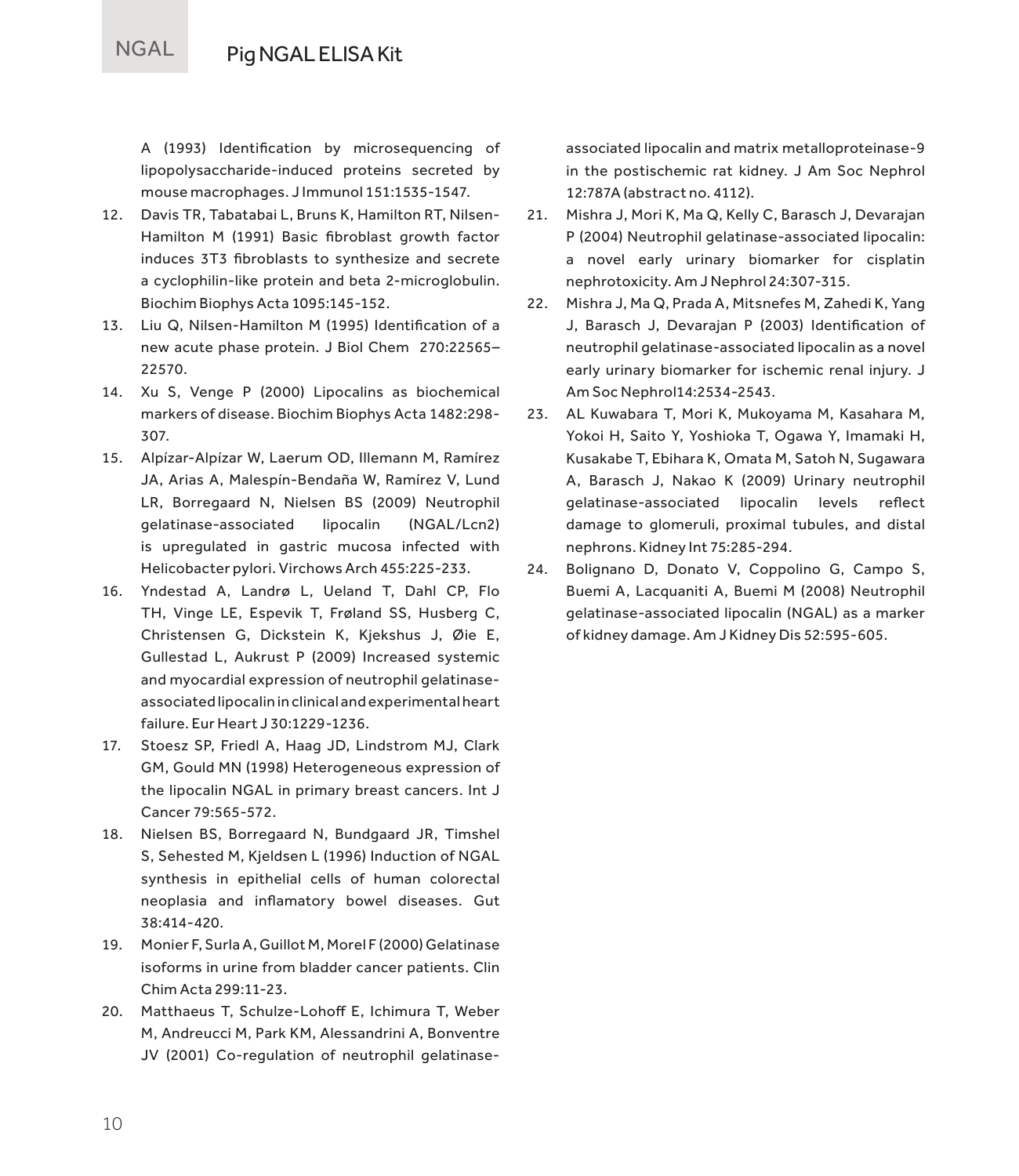A (1993) Identification by microsequencing of lipopolysaccharide-induced proteins secreted by mouse macrophages. J Immunol 151:1535-1547.

12. Davis TR, Tabatabai L, Bruns K, Hamilton RT, Nilsen-Hamilton M (1991) Basic fibroblast growth factor induces 3T3 fibroblasts to synthesize and secrete a cyclophilin-like protein and beta 2-microglobulin. Biochim Biophys Acta 1095:145-152.
13. Liu Q, Nilsen-Hamilton M (1995) Identification of a new acute phase protein. J Biol Chem 270:22565–22570.
14. Xu S, Venge P (2000) Lipocalins as biochemical markers of disease. Biochim Biophys Acta 1482:298-307.
15. Alpízar-Alpízar W, Laerum OD, Illemann M, Ramírez JA, Arias A, Malespín-Bendaña W, Ramírez V, Lund LR, Borregaard N, Nielsen BS (2009) Neutrophil gelatinase-associated lipocalin (NGAL/Lcn2) is upregulated in gastric mucosa infected with Helicobacter pylori. Virchows Arch 455:225-233.
16. Yndestad A, Landrø L, Ueland T, Dahl CP, Flo TH, Vinge LE, Espevik T, Frøland SS, Husberg C, Christensen G, Dickstein K, Kjekshus J, Øie E, Gullestad L, Aukrust P (2009) Increased systemic and myocardial expression of neutrophil gelatinase-associated lipocalin in clinical and experimental heart failure. Eur Heart J 30:1229-1236.
17. Stoesz SP, Friedl A, Haag JD, Lindstrom MJ, Clark GM, Gould MN (1998) Heterogeneous expression of the lipocalin NGAL in primary breast cancers. Int J Cancer 79:565-572.
18. Nielsen BS, Borregaard N, Bundgaard JR, Timshel S, Sehested M, Kjeldsen L (1996) Induction of NGAL synthesis in epithelial cells of human colorectal neoplasia and inflamatory bowel diseases. Gut 38:414-420.
19. Monier F, Surla A, Guillot M, Morel F (2000) Gelatinase isoforms in urine from bladder cancer patients. Clin Chim Acta 299:11-23.
20. Matthaeus T, Schulze-Lohoff E, Ichimura T, Weber M, Andreucci M, Park KM, Alessandrini A, Bonventre JV (2001) Co-regulation of neutrophil gelatinase-associated lipocalin and matrix metalloproteinase-9 in the postischemic rat kidney. J Am Soc Nephrol 12:787A (abstract no. 4112).
21. Mishra J, Mori K, Ma Q, Kelly C, Barasch J, Devarajan P (2004) Neutrophil gelatinase-associated lipocalin: a novel early urinary biomarker for cisplatin nephrotoxicity. Am J Nephrol 24:307-315.
22. Mishra J, Ma Q, Prada A, Mitsnefes M, Zahedi K, Yang J, Barasch J, Devarajan P (2003) Identification of neutrophil gelatinase-associated lipocalin as a novel early urinary biomarker for ischemic renal injury. J Am Soc Nephrol14:2534-2543.
23. AL Kuwabara T, Mori K, Mukoyama M, Kasahara M, Yokoi H, Saito Y, Yoshioka T, Ogawa Y, Imamaki H, Kusakabe T, Ebihara K, Omata M, Satoh N, Sugawara A, Barasch J, Nakao K (2009) Urinary neutrophil gelatinase-associated lipocalin levels reflect damage to glomeruli, proximal tubules, and distal nephrons. Kidney Int 75:285-294.
24. Bolignano D, Donato V, Coppolino G, Campo S, Buemi A, Lacquaniti A, Buemi M (2008) Neutrophil gelatinase-associated lipocalin (NGAL) as a marker of kidney damage. Am J Kidney Dis 52:595-605.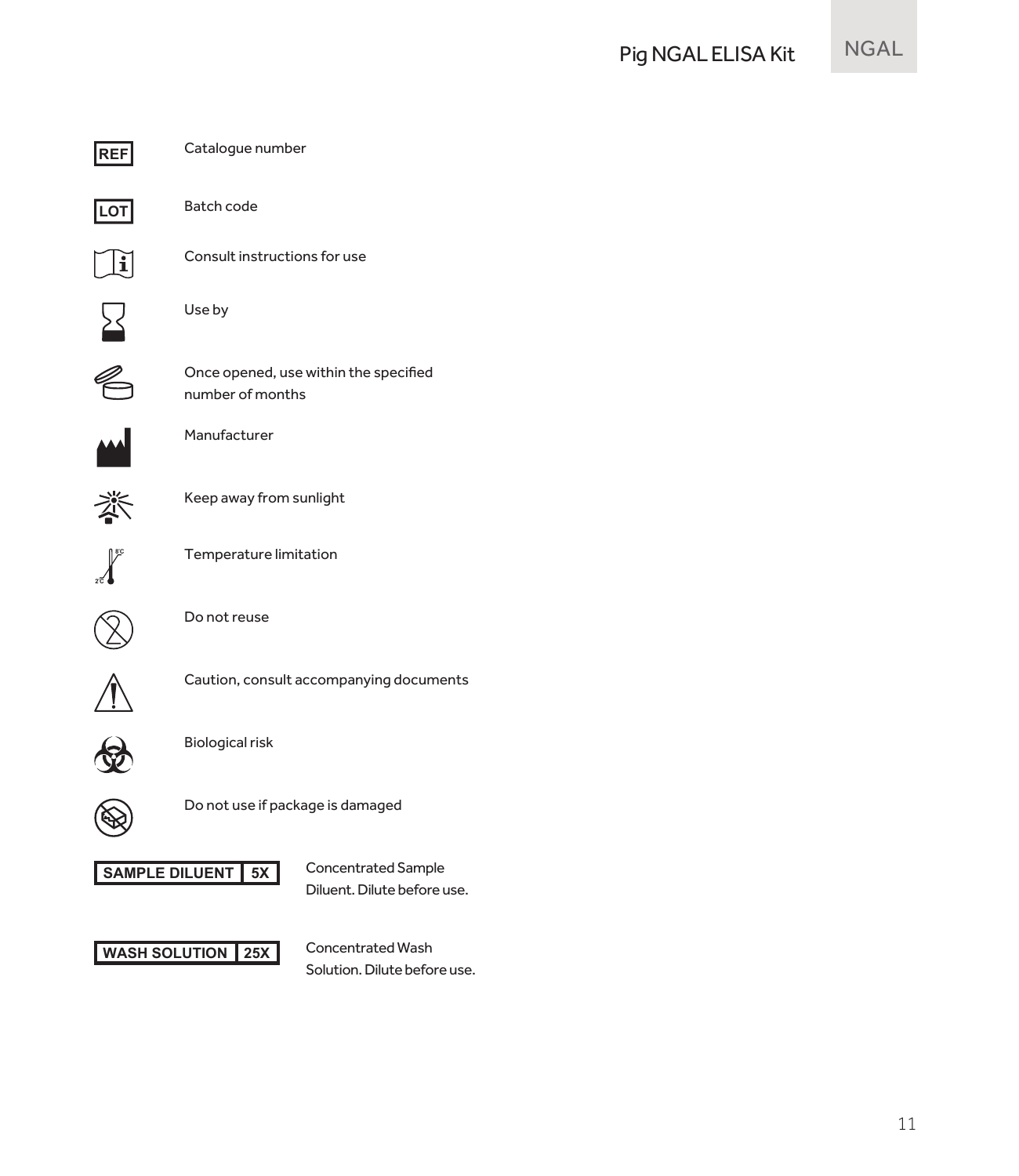| Symbol | Meaning |
| --- | --- |
| REF | Catalogue number |
| LOT | Batch code |
| | Consult instructions for use |
| | Use by |
| | Once opened, use within the specified number of months |
| | Manufacturer |
| | Keep away from sunlight |
| 2°C – 8°C | Temperature limitation |
| | Do not reuse |
| | Caution, consult accompanying documents |
| | Biological risk |
| | Do not use if package is damaged |
| SAMPLE DILUENT 5X | Concentrated Sample Diluent. Dilute before use. |
| WASH SOLUTION 25X | Concentrated Wash Solution. Dilute before use. |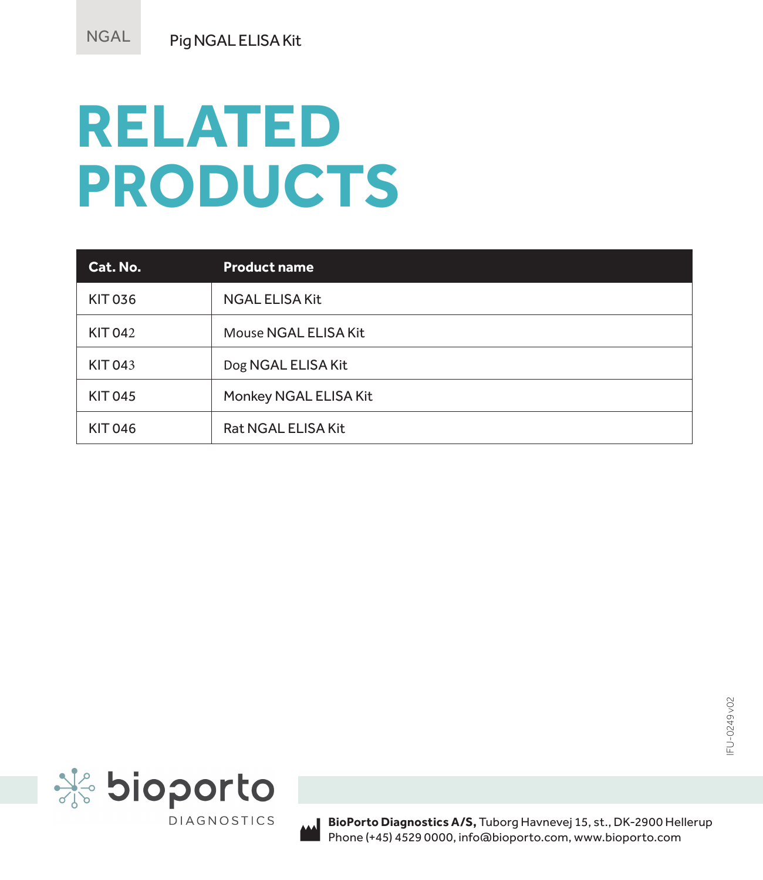# RELATED PRODUCTS

| Cat. No. | Product name |
|---|---|
| KIT 036 | NGAL ELISA Kit |
| KIT 042 | Mouse NGAL ELISA Kit |
| KIT 043 | Dog NGAL ELISA Kit |
| KIT 045 | Monkey NGAL ELISA Kit |
| KIT 046 | Rat NGAL ELISA Kit |

IFU-0249 v02

bioporto DIAGNOSTICS

**BioPorto Diagnostics A/S,** Tuborg Havnevej 15, st., DK-2900 Hellerup
Phone (+45) 4529 0000, info@bioporto.com, www.bioporto.com